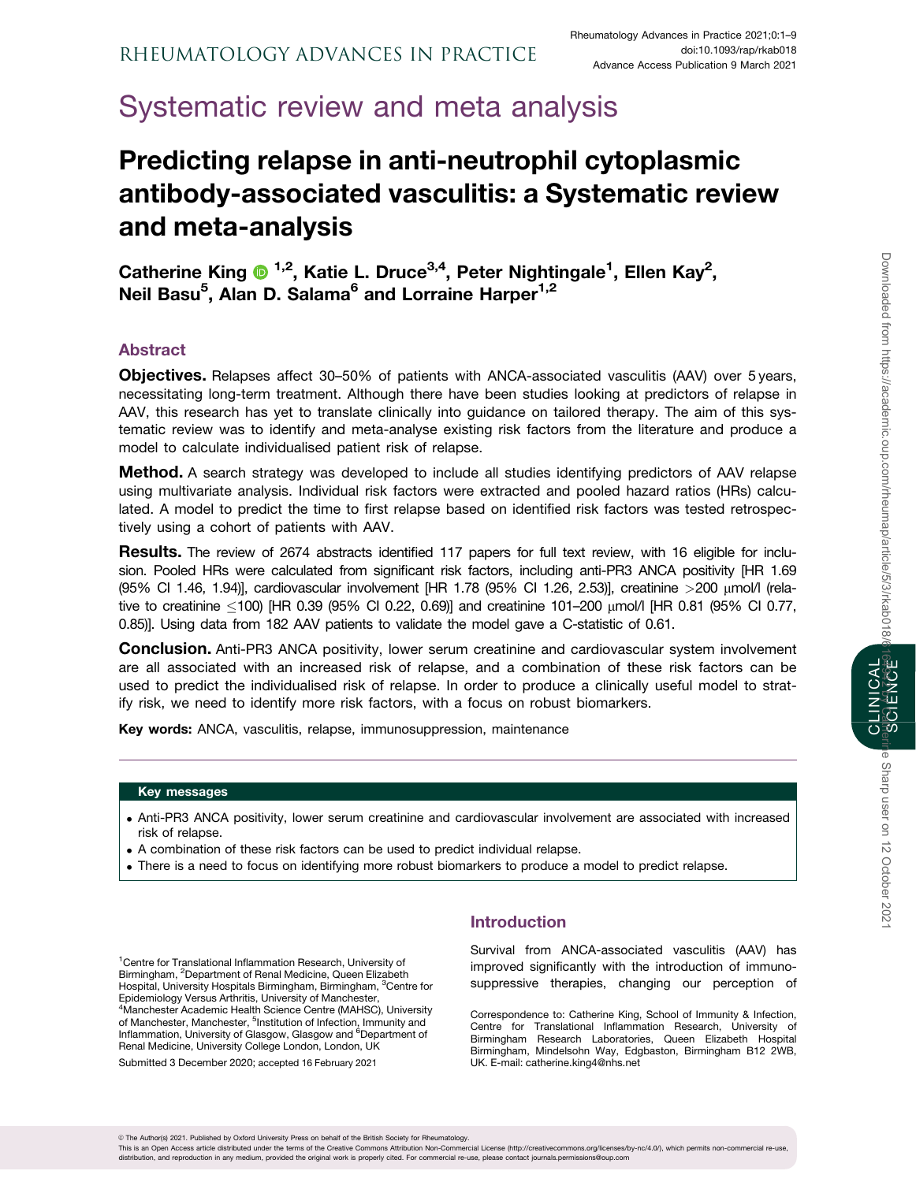# Systematic review and meta analysis

# Predicting relapse in anti-neutrophil cytoplasmic antibody-associated vasculitis: a Systematic review and meta-analysis

**Catherine King [1,2], Katie L. Druce[3,4], Peter Nightingale[1], Ellen Kay[2], Neil Basu[5], Alan D. Salama[6] and Lorraine Harper[1,2]**

## Abstract

**Objectives.** Relapses affect 30–50% of patients with ANCA-associated vasculitis (AAV) over 5 years, necessitating long-term treatment. Although there have been studies looking at predictors of relapse in AAV, this research has yet to translate clinically into guidance on tailored therapy. The aim of this systematic review was to identify and meta-analyse existing risk factors from the literature and produce a model to calculate individualised patient risk of relapse.

**Method.** A search strategy was developed to include all studies identifying predictors of AAV relapse using multivariate analysis. Individual risk factors were extracted and pooled hazard ratios (HRs) calculated. A model to predict the time to first relapse based on identified risk factors was tested retrospectively using a cohort of patients with AAV.

**Results.** The review of 2674 abstracts identified 117 papers for full text review, with 16 eligible for inclusion. Pooled HRs were calculated from significant risk factors, including anti-PR3 ANCA positivity [HR 1.69 (95% CI 1.46, 1.94)], cardiovascular involvement [HR 1.78 (95% CI 1.26, 2.53)], creatinine >200 μmol/l (relative to creatinine ≤100) [HR 0.39 (95% CI 0.22, 0.69)] and creatinine 101–200 μmol/l [HR 0.81 (95% CI 0.77, 0.85)]. Using data from 182 AAV patients to validate the model gave a C-statistic of 0.61.

**Conclusion.** Anti-PR3 ANCA positivity, lower serum creatinine and cardiovascular system involvement are all associated with an increased risk of relapse, and a combination of these risk factors can be used to predict the individualised risk of relapse. In order to produce a clinically useful model to stratify risk, we need to identify more risk factors, with a focus on robust biomarkers.

**Key words:** ANCA, vasculitis, relapse, immunosuppression, maintenance

### Key messages

- Anti-PR3 ANCA positivity, lower serum creatinine and cardiovascular involvement are associated with increased risk of relapse.
- A combination of these risk factors can be used to predict individual relapse.
- There is a need to focus on identifying more robust biomarkers to produce a model to predict relapse.

[1]Centre for Translational Inflammation Research, University of Birmingham, [2]Department of Renal Medicine, Queen Elizabeth Hospital, University Hospitals Birmingham, Birmingham, [3]Centre for Epidemiology Versus Arthritis, University of Manchester, [4]Manchester Academic Health Science Centre (MAHSC), University of Manchester, Manchester, [5]Institution of Infection, Immunity and Inflammation, University of Glasgow, Glasgow and [6]Department of Renal Medicine, University College London, London, UK

Submitted 3 December 2020; accepted 16 February 2021

## Introduction

Survival from ANCA-associated vasculitis (AAV) has improved significantly with the introduction of immunosuppressive therapies, changing our perception of

Correspondence to: Catherine King, School of Immunity & Infection, Centre for Translational Inflammation Research, University of Birmingham Research Laboratories, Queen Elizabeth Hospital Birmingham, Mindelsohn Way, Edgbaston, Birmingham B12 2WB, UK. E-mail: catherine.king4@nhs.net

© The Author(s) 2021. Published by Oxford University Press on behalf of the British Society for Rheumatology.
This is an Open Access article distributed under the terms of the Creative Commons Attribution Non-Commercial License (http://creativecommons.org/licenses/by-nc/4.0/), which permits non-commercial re-use, distribution, and reproduction in any medium, provided the original work is properly cited. For commercial re-use, please contact journals.permissions@oup.com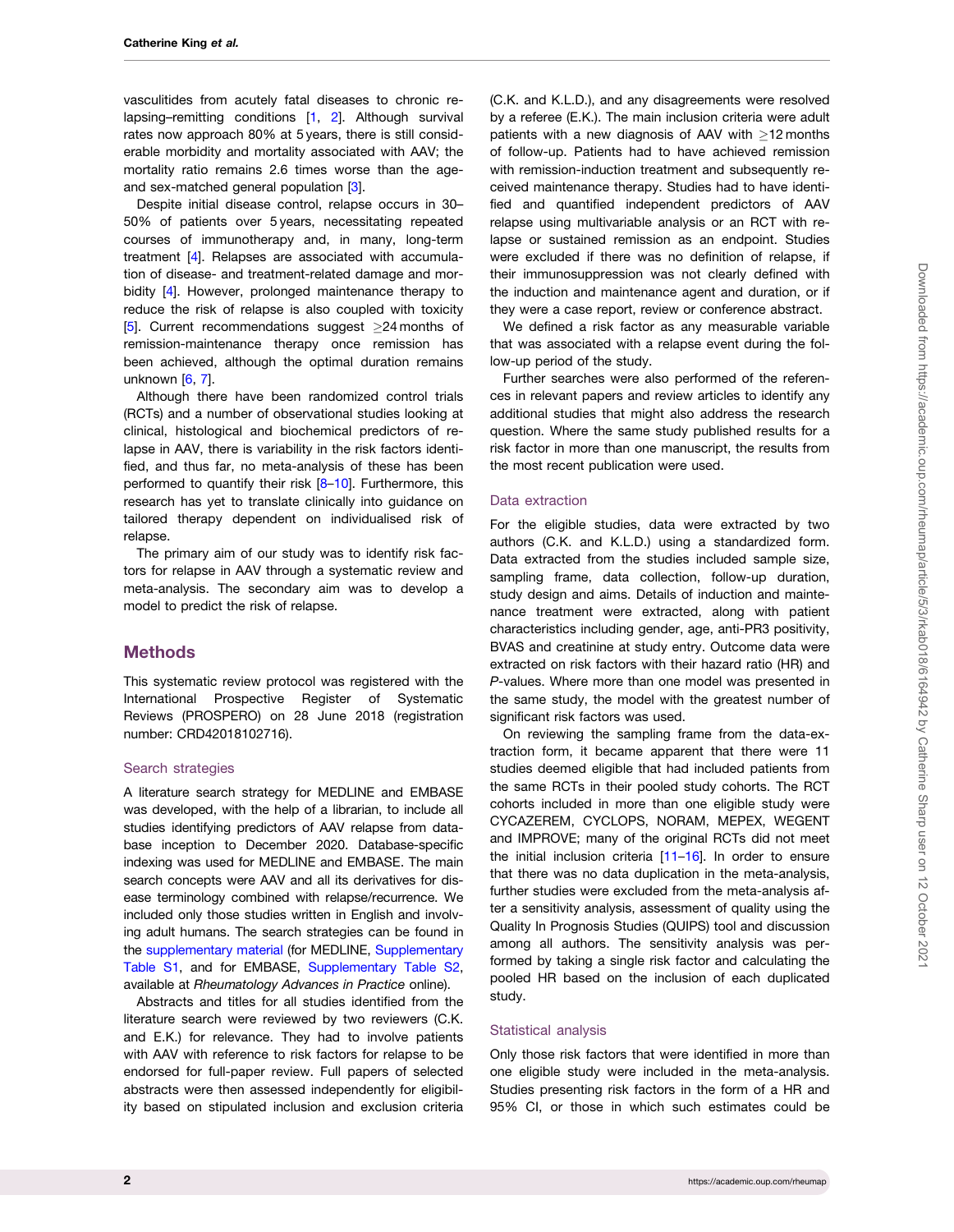vasculitides from acutely fatal diseases to chronic relapsing–remitting conditions [1, 2]. Although survival rates now approach 80% at 5 years, there is still considerable morbidity and mortality associated with AAV; the mortality ratio remains 2.6 times worse than the age- and sex-matched general population [3].

Despite initial disease control, relapse occurs in 30–50% of patients over 5 years, necessitating repeated courses of immunotherapy and, in many, long-term treatment [4]. Relapses are associated with accumulation of disease- and treatment-related damage and morbidity [4]. However, prolonged maintenance therapy to reduce the risk of relapse is also coupled with toxicity [5]. Current recommendations suggest ≥24 months of remission-maintenance therapy once remission has been achieved, although the optimal duration remains unknown [6, 7].

Although there have been randomized control trials (RCTs) and a number of observational studies looking at clinical, histological and biochemical predictors of relapse in AAV, there is variability in the risk factors identified, and thus far, no meta-analysis of these has been performed to quantify their risk [8–10]. Furthermore, this research has yet to translate clinically into guidance on tailored therapy dependent on individualised risk of relapse.

The primary aim of our study was to identify risk factors for relapse in AAV through a systematic review and meta-analysis. The secondary aim was to develop a model to predict the risk of relapse.

## Methods

This systematic review protocol was registered with the International Prospective Register of Systematic Reviews (PROSPERO) on 28 June 2018 (registration number: CRD42018102716).

### Search strategies

A literature search strategy for MEDLINE and EMBASE was developed, with the help of a librarian, to include all studies identifying predictors of AAV relapse from database inception to December 2020. Database-specific indexing was used for MEDLINE and EMBASE. The main search concepts were AAV and all its derivatives for disease terminology combined with relapse/recurrence. We included only those studies written in English and involving adult humans. The search strategies can be found in the supplementary material (for MEDLINE, Supplementary Table S1, and for EMBASE, Supplementary Table S2, available at *Rheumatology Advances in Practice* online).

Abstracts and titles for all studies identified from the literature search were reviewed by two reviewers (C.K. and E.K.) for relevance. They had to involve patients with AAV with reference to risk factors for relapse to be endorsed for full-paper review. Full papers of selected abstracts were then assessed independently for eligibility based on stipulated inclusion and exclusion criteria (C.K. and K.L.D.), and any disagreements were resolved by a referee (E.K.). The main inclusion criteria were adult patients with a new diagnosis of AAV with ≥12 months of follow-up. Patients had to have achieved remission with remission-induction treatment and subsequently received maintenance therapy. Studies had to have identified and quantified independent predictors of AAV relapse using multivariable analysis or an RCT with relapse or sustained remission as an endpoint. Studies were excluded if there was no definition of relapse, if their immunosuppression was not clearly defined with the induction and maintenance agent and duration, or if they were a case report, review or conference abstract.

We defined a risk factor as any measurable variable that was associated with a relapse event during the follow-up period of the study.

Further searches were also performed of the references in relevant papers and review articles to identify any additional studies that might also address the research question. Where the same study published results for a risk factor in more than one manuscript, the results from the most recent publication were used.

### Data extraction

For the eligible studies, data were extracted by two authors (C.K. and K.L.D.) using a standardized form. Data extracted from the studies included sample size, sampling frame, data collection, follow-up duration, study design and aims. Details of induction and maintenance treatment were extracted, along with patient characteristics including gender, age, anti-PR3 positivity, BVAS and creatinine at study entry. Outcome data were extracted on risk factors with their hazard ratio (HR) and *P*-values. Where more than one model was presented in the same study, the model with the greatest number of significant risk factors was used.

On reviewing the sampling frame from the data-extraction form, it became apparent that there were 11 studies deemed eligible that had included patients from the same RCTs in their pooled study cohorts. The RCT cohorts included in more than one eligible study were CYCAZEREM, CYCLOPS, NORAM, MEPEX, WEGENT and IMPROVE; many of the original RCTs did not meet the initial inclusion criteria [11–16]. In order to ensure that there was no data duplication in the meta-analysis, further studies were excluded from the meta-analysis after a sensitivity analysis, assessment of quality using the Quality In Prognosis Studies (QUIPS) tool and discussion among all authors. The sensitivity analysis was performed by taking a single risk factor and calculating the pooled HR based on the inclusion of each duplicated study.

### Statistical analysis

Only those risk factors that were identified in more than one eligible study were included in the meta-analysis. Studies presenting risk factors in the form of a HR and 95% CI, or those in which such estimates could be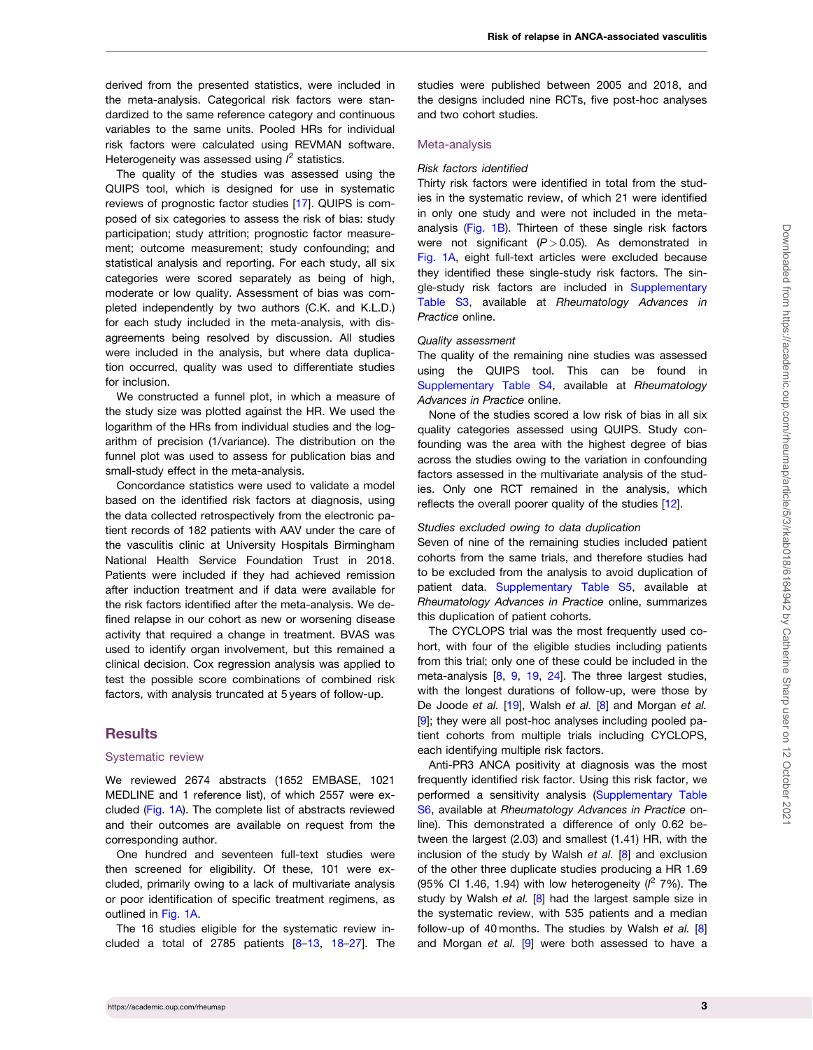derived from the presented statistics, were included in the meta-analysis. Categorical risk factors were standardized to the same reference category and continuous variables to the same units. Pooled HRs for individual risk factors were calculated using REVMAN software. Heterogeneity was assessed using $I^2$ statistics.

The quality of the studies was assessed using the QUIPS tool, which is designed for use in systematic reviews of prognostic factor studies [17]. QUIPS is composed of six categories to assess the risk of bias: study participation; study attrition; prognostic factor measurement; outcome measurement; study confounding; and statistical analysis and reporting. For each study, all six categories were scored separately as being of high, moderate or low quality. Assessment of bias was completed independently by two authors (C.K. and K.L.D.) for each study included in the meta-analysis, with disagreements being resolved by discussion. All studies were included in the analysis, but where data duplication occurred, quality was used to differentiate studies for inclusion.

We constructed a funnel plot, in which a measure of the study size was plotted against the HR. We used the logarithm of the HRs from individual studies and the logarithm of precision (1/variance). The distribution on the funnel plot was used to assess for publication bias and small-study effect in the meta-analysis.

Concordance statistics were used to validate a model based on the identified risk factors at diagnosis, using the data collected retrospectively from the electronic patient records of 182 patients with AAV under the care of the vasculitis clinic at University Hospitals Birmingham National Health Service Foundation Trust in 2018. Patients were included if they had achieved remission after induction treatment and if data were available for the risk factors identified after the meta-analysis. We defined relapse in our cohort as new or worsening disease activity that required a change in treatment. BVAS was used to identify organ involvement, but this remained a clinical decision. Cox regression analysis was applied to test the possible score combinations of combined risk factors, with analysis truncated at 5 years of follow-up.

## Results

### Systematic review

We reviewed 2674 abstracts (1652 EMBASE, 1021 MEDLINE and 1 reference list), of which 2557 were excluded (Fig. 1A). The complete list of abstracts reviewed and their outcomes are available on request from the corresponding author.

One hundred and seventeen full-text studies were then screened for eligibility. Of these, 101 were excluded, primarily owing to a lack of multivariate analysis or poor identification of specific treatment regimens, as outlined in Fig. 1A.

The 16 studies eligible for the systematic review included a total of 2785 patients [8–13, 18–27]. The studies were published between 2005 and 2018, and the designs included nine RCTs, five post-hoc analyses and two cohort studies.

### Meta-analysis

#### *Risk factors identified*

Thirty risk factors were identified in total from the studies in the systematic review, of which 21 were identified in only one study and were not included in the meta-analysis (Fig. 1B). Thirteen of these single risk factors were not significant ($P > 0.05$). As demonstrated in Fig. 1A, eight full-text articles were excluded because they identified these single-study risk factors. The single-study risk factors are included in Supplementary Table S3, available at *Rheumatology Advances in Practice* online.

#### *Quality assessment*

The quality of the remaining nine studies was assessed using the QUIPS tool. This can be found in Supplementary Table S4, available at *Rheumatology Advances in Practice* online.

None of the studies scored a low risk of bias in all six quality categories assessed using QUIPS. Study confounding was the area with the highest degree of bias across the studies owing to the variation in confounding factors assessed in the multivariate analysis of the studies. Only one RCT remained in the analysis, which reflects the overall poorer quality of the studies [12].

#### *Studies excluded owing to data duplication*

Seven of nine of the remaining studies included patient cohorts from the same trials, and therefore studies had to be excluded from the analysis to avoid duplication of patient data. Supplementary Table S5, available at *Rheumatology Advances in Practice* online, summarizes this duplication of patient cohorts.

The CYCLOPS trial was the most frequently used cohort, with four of the eligible studies including patients from this trial; only one of these could be included in the meta-analysis [8, 9, 19, 24]. The three largest studies, with the longest durations of follow-up, were those by De Joode *et al.* [19], Walsh *et al.* [8] and Morgan *et al.* [9]; they were all post-hoc analyses including pooled patient cohorts from multiple trials including CYCLOPS, each identifying multiple risk factors.

Anti-PR3 ANCA positivity at diagnosis was the most frequently identified risk factor. Using this risk factor, we performed a sensitivity analysis (Supplementary Table S6, available at *Rheumatology Advances in Practice* online). This demonstrated a difference of only 0.62 between the largest (2.03) and smallest (1.41) HR, with the inclusion of the study by Walsh *et al.* [8] and exclusion of the other three duplicate studies producing a HR 1.69 (95% CI 1.46, 1.94) with low heterogeneity ($I^2$ 7%). The study by Walsh *et al.* [8] had the largest sample size in the systematic review, with 535 patients and a median follow-up of 40 months. The studies by Walsh *et al.* [8] and Morgan *et al.* [9] were both assessed to have a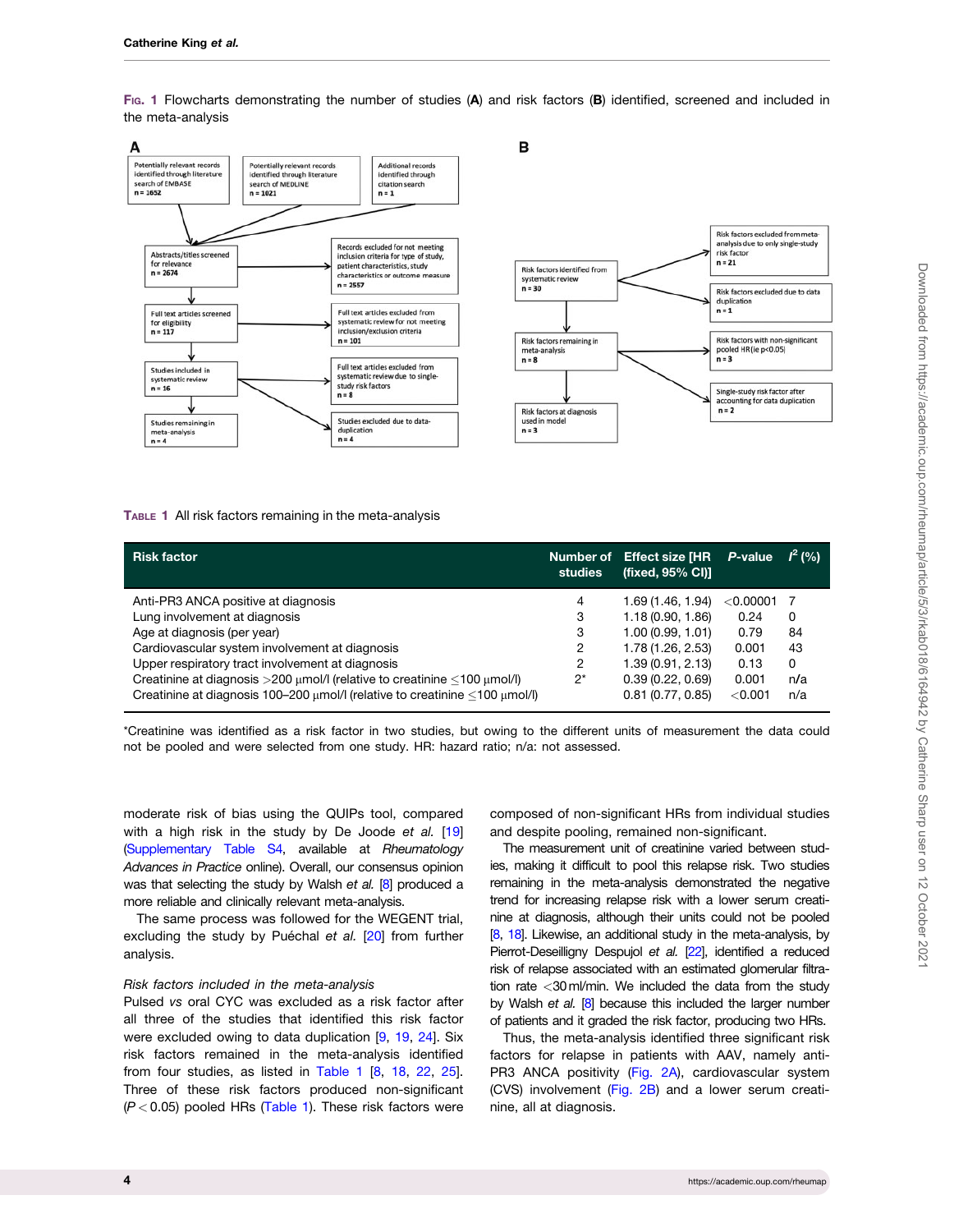Fig. 1 Flowcharts demonstrating the number of studies (A) and risk factors (B) identified, screened and included in the meta-analysis

A

Potentially relevant records identified through literature search of EMBASE n = 1652

Potentially relevant records identified through literature search of MEDLINE n = 1021

Additional records identified through citation search n = 1

Abstracts/titles screened for relevance n = 2674

Records excluded for not meeting inclusion criteria for type of study, patient characteristics, study characteristics or outcome measure n = 2557

Full text articles screened for eligibility n = 117

Full text articles excluded from systematic review for not meeting inclusion/exclusion criteria n = 101

Studies included in systematic review n = 16

Full text articles excluded from systematic review due to single-study risk factors n = 8

Studies remaining in meta-analysis n = 4

Studies excluded due to data-duplication n = 4

B

Risk factors identified from systematic review n = 30

Risk factors excluded from meta-analysis due to only single-study risk factor n = 21

Risk factors excluded due to data duplication n = 1

Risk factors remaining in meta-analysis n = 8

Risk factors with non-significant pooled HR (ie p<0.05) n = 3

Single-study risk factor after accounting for data duplication n = 2

Risk factors at diagnosis used in model n = 3

Table 1 All risk factors remaining in the meta-analysis

| Risk factor | Number of studies | Effect size [HR (fixed, 95% CI)] | P-value | $I^2$ (%) |
|---|---|---|---|---|
| Anti-PR3 ANCA positive at diagnosis | 4 | 1.69 (1.46, 1.94) | <0.00001 | 7 |
| Lung involvement at diagnosis | 3 | 1.18 (0.90, 1.86) | 0.24 | 0 |
| Age at diagnosis (per year) | 3 | 1.00 (0.99, 1.01) | 0.79 | 84 |
| Cardiovascular system involvement at diagnosis | 2 | 1.78 (1.26, 2.53) | 0.001 | 43 |
| Upper respiratory tract involvement at diagnosis | 2 | 1.39 (0.91, 2.13) | 0.13 | 0 |
| Creatinine at diagnosis >200 μmol/l (relative to creatinine ≤100 μmol/l) | 2* | 0.39 (0.22, 0.69) | 0.001 | n/a |
| Creatinine at diagnosis 100–200 μmol/l (relative to creatinine ≤100 μmol/l) | | 0.81 (0.77, 0.85) | <0.001 | n/a |

*Creatinine was identified as a risk factor in two studies, but owing to the different units of measurement the data could not be pooled and were selected from one study. HR: hazard ratio; n/a: not assessed.

moderate risk of bias using the QUIPs tool, compared with a high risk in the study by De Joode *et al.* [19] (Supplementary Table S4, available at *Rheumatology Advances in Practice* online). Overall, our consensus opinion was that selecting the study by Walsh *et al.* [8] produced a more reliable and clinically relevant meta-analysis.

The same process was followed for the WEGENT trial, excluding the study by Puéchal *et al.* [20] from further analysis.

### *Risk factors included in the meta-analysis*

Pulsed *vs* oral CYC was excluded as a risk factor after all three of the studies that identified this risk factor were excluded owing to data duplication [9, 19, 24]. Six risk factors remained in the meta-analysis identified from four studies, as listed in Table 1 [8, 18, 22, 25]. Three of these risk factors produced non-significant ($P < 0.05$) pooled HRs (Table 1). These risk factors were composed of non-significant HRs from individual studies and despite pooling, remained non-significant.

The measurement unit of creatinine varied between studies, making it difficult to pool this relapse risk. Two studies remaining in the meta-analysis demonstrated the negative trend for increasing relapse risk with a lower serum creatinine at diagnosis, although their units could not be pooled [8, 18]. Likewise, an additional study in the meta-analysis, by Pierrot-Deseilligny Despujol *et al.* [22], identified a reduced risk of relapse associated with an estimated glomerular filtration rate <30 ml/min. We included the data from the study by Walsh *et al.* [8] because this included the larger number of patients and it graded the risk factor, producing two HRs.

Thus, the meta-analysis identified three significant risk factors for relapse in patients with AAV, namely anti-PR3 ANCA positivity (Fig. 2A), cardiovascular system (CVS) involvement (Fig. 2B) and a lower serum creatinine, all at diagnosis.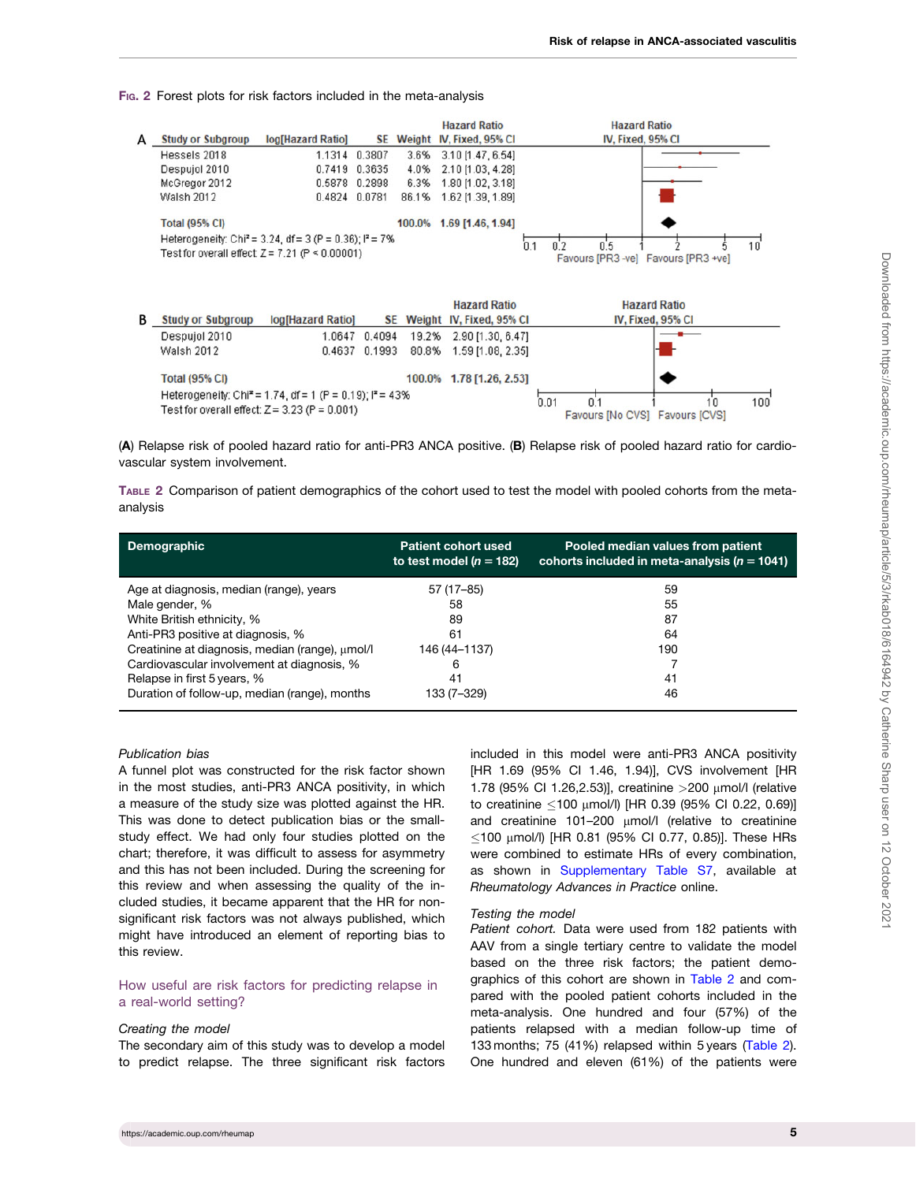**Fig. 2** Forest plots for risk factors included in the meta-analysis

**A**

| Study or Subgroup | log[Hazard Ratio] | SE | Weight | Hazard Ratio IV, Fixed, 95% CI |
|---|---|---|---|---|
| Hessels 2018 | 1.1314 | 0.3807 | 3.6% | 3.10 [1.47, 6.54] |
| Despujol 2010 | 0.7419 | 0.3635 | 4.0% | 2.10 [1.03, 4.28] |
| McGregor 2012 | 0.5878 | 0.2898 | 6.3% | 1.80 [1.02, 3.18] |
| Walsh 2012 | 0.4824 | 0.0781 | 86.1% | 1.62 [1.39, 1.89] |
| **Total (95% CI)** | | | **100.0%** | **1.69 [1.46, 1.94]** |

Heterogeneity: $Chi^2 = 3.24$, df = 3 ($P = 0.36$); $I^2 = 7\%$
Test for overall effect: $Z = 7.21$ ($P < 0.00001$)

Favours [PR3 -ve] Favours [PR3 +ve]

**B**

| Study or Subgroup | log[Hazard Ratio] | SE | Weight | Hazard Ratio IV, Fixed, 95% CI |
|---|---|---|---|---|
| Despujol 2010 | 1.0647 | 0.4094 | 19.2% | 2.90 [1.30, 6.47] |
| Walsh 2012 | 0.4637 | 0.1993 | 80.8% | 1.59 [1.08, 2.35] |
| **Total (95% CI)** | | | **100.0%** | **1.78 [1.26, 2.53]** |

Heterogeneity: $Chi^2 = 1.74$, df = 1 ($P = 0.19$); $I^2 = 43\%$
Test for overall effect: $Z = 3.23$ ($P = 0.001$)

Favours [No CVS] Favours [CVS]

(**A**) Relapse risk of pooled hazard ratio for anti-PR3 ANCA positive. (**B**) Relapse risk of pooled hazard ratio for cardiovascular system involvement.

**Table 2** Comparison of patient demographics of the cohort used to test the model with pooled cohorts from the meta-analysis

| Demographic | Patient cohort used to test model (n = 182) | Pooled median values from patient cohorts included in meta-analysis (n = 1041) |
|---|---|---|
| Age at diagnosis, median (range), years | 57 (17–85) | 59 |
| Male gender, % | 58 | 55 |
| White British ethnicity, % | 89 | 87 |
| Anti-PR3 positive at diagnosis, % | 61 | 64 |
| Creatinine at diagnosis, median (range), μmol/l | 146 (44–1137) | 190 |
| Cardiovascular involvement at diagnosis, % | 6 | 7 |
| Relapse in first 5 years, % | 41 | 41 |
| Duration of follow-up, median (range), months | 133 (7–329) | 46 |

*Publication bias*

A funnel plot was constructed for the risk factor shown in the most studies, anti-PR3 ANCA positivity, in which a measure of the study size was plotted against the HR. This was done to detect publication bias or the small-study effect. We had only four studies plotted on the chart; therefore, it was difficult to assess for asymmetry and this has not been included. During the screening for this review and when assessing the quality of the included studies, it became apparent that the HR for non-significant risk factors was not always published, which might have introduced an element of reporting bias to this review.

## How useful are risk factors for predicting relapse in a real-world setting?

*Creating the model*

The secondary aim of this study was to develop a model to predict relapse. The three significant risk factors included in this model were anti-PR3 ANCA positivity [HR 1.69 (95% CI 1.46, 1.94)], CVS involvement [HR 1.78 (95% CI 1.26,2.53)], creatinine >200 μmol/l (relative to creatinine ≤100 μmol/l) [HR 0.39 (95% CI 0.22, 0.69)] and creatinine 101–200 μmol/l (relative to creatinine ≤100 μmol/l) [HR 0.81 (95% CI 0.77, 0.85)]. These HRs were combined to estimate HRs of every combination, as shown in Supplementary Table S7, available at *Rheumatology Advances in Practice* online.

*Testing the model*

*Patient cohort.* Data were used from 182 patients with AAV from a single tertiary centre to validate the model based on the three risk factors; the patient demographics of this cohort are shown in Table 2 and compared with the pooled patient cohorts included in the meta-analysis. One hundred and four (57%) of the patients relapsed with a median follow-up time of 133 months; 75 (41%) relapsed within 5 years (Table 2). One hundred and eleven (61%) of the patients were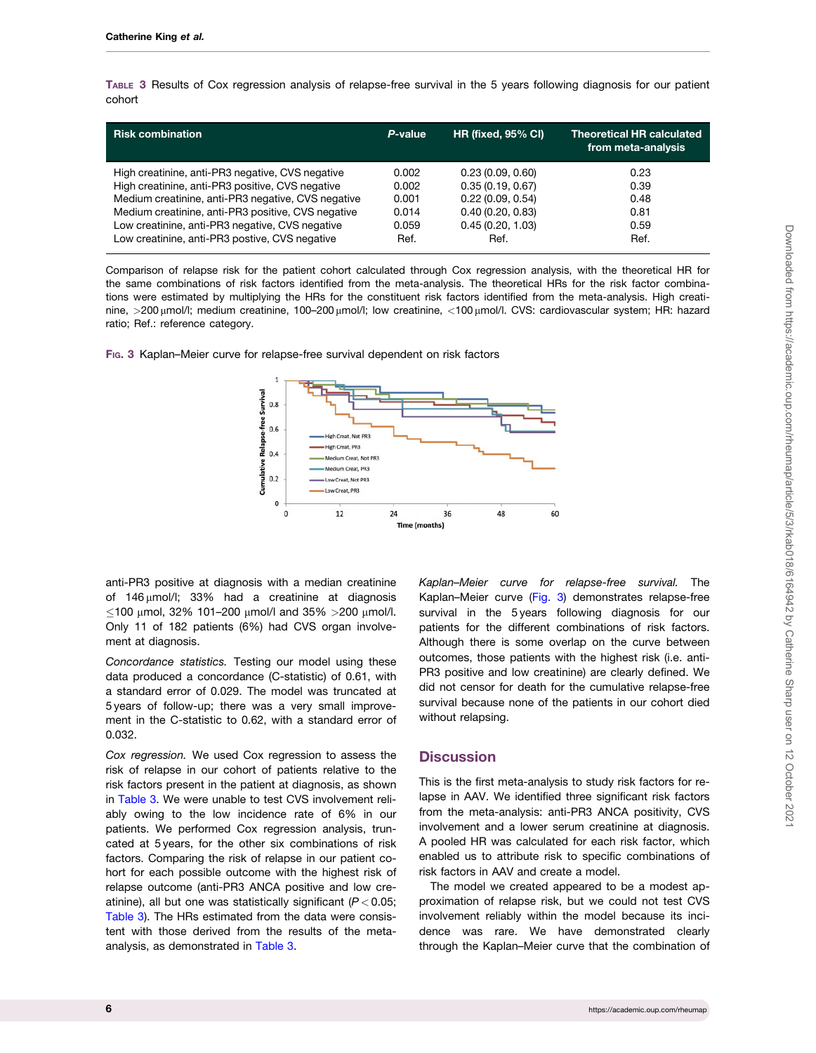Table 3 Results of Cox regression analysis of relapse-free survival in the 5 years following diagnosis for our patient cohort

| Risk combination | P-value | HR (fixed, 95% CI) | Theoretical HR calculated from meta-analysis |
|---|---|---|---|
| High creatinine, anti-PR3 negative, CVS negative | 0.002 | 0.23 (0.09, 0.60) | 0.23 |
| High creatinine, anti-PR3 positive, CVS negative | 0.002 | 0.35 (0.19, 0.67) | 0.39 |
| Medium creatinine, anti-PR3 negative, CVS negative | 0.001 | 0.22 (0.09, 0.54) | 0.48 |
| Medium creatinine, anti-PR3 positive, CVS negative | 0.014 | 0.40 (0.20, 0.83) | 0.81 |
| Low creatinine, anti-PR3 negative, CVS negative | 0.059 | 0.45 (0.20, 1.03) | 0.59 |
| Low creatinine, anti-PR3 postive, CVS negative | Ref. | Ref. | Ref. |

Comparison of relapse risk for the patient cohort calculated through Cox regression analysis, with the theoretical HR for the same combinations of risk factors identified from the meta-analysis. The theoretical HRs for the risk factor combinations were estimated by multiplying the HRs for the constituent risk factors identified from the meta-analysis. High creatinine, >200 μmol/l; medium creatinine, 100–200 μmol/l; low creatinine, <100 μmol/l. CVS: cardiovascular system; HR: hazard ratio; Ref.: reference category.

Fig. 3 Kaplan–Meier curve for relapse-free survival dependent on risk factors

anti-PR3 positive at diagnosis with a median creatinine of 146 μmol/l; 33% had a creatinine at diagnosis ≤100 μmol, 32% 101–200 μmol/l and 35% >200 μmol/l. Only 11 of 182 patients (6%) had CVS organ involvement at diagnosis.

*Concordance statistics.* Testing our model using these data produced a concordance (C-statistic) of 0.61, with a standard error of 0.029. The model was truncated at 5 years of follow-up; there was a very small improvement in the C-statistic to 0.62, with a standard error of 0.032.

*Cox regression.* We used Cox regression to assess the risk of relapse in our cohort of patients relative to the risk factors present in the patient at diagnosis, as shown in Table 3. We were unable to test CVS involvement reliably owing to the low incidence rate of 6% in our patients. We performed Cox regression analysis, truncated at 5 years, for the other six combinations of risk factors. Comparing the risk of relapse in our patient cohort for each possible outcome with the highest risk of relapse outcome (anti-PR3 ANCA positive and low creatinine), all but one was statistically significant ($P < 0.05$; Table 3). The HRs estimated from the data were consistent with those derived from the results of the meta-analysis, as demonstrated in Table 3.

*Kaplan–Meier curve for relapse-free survival.* The Kaplan–Meier curve (Fig. 3) demonstrates relapse-free survival in the 5 years following diagnosis for our patients for the different combinations of risk factors. Although there is some overlap on the curve between outcomes, those patients with the highest risk (i.e. anti-PR3 positive and low creatinine) are clearly defined. We did not censor for death for the cumulative relapse-free survival because none of the patients in our cohort died without relapsing.

## Discussion

This is the first meta-analysis to study risk factors for relapse in AAV. We identified three significant risk factors from the meta-analysis: anti-PR3 ANCA positivity, CVS involvement and a lower serum creatinine at diagnosis. A pooled HR was calculated for each risk factor, which enabled us to attribute risk to specific combinations of risk factors in AAV and create a model.

The model we created appeared to be a modest approximation of relapse risk, but we could not test CVS involvement reliably within the model because its incidence was rare. We have demonstrated clearly through the Kaplan–Meier curve that the combination of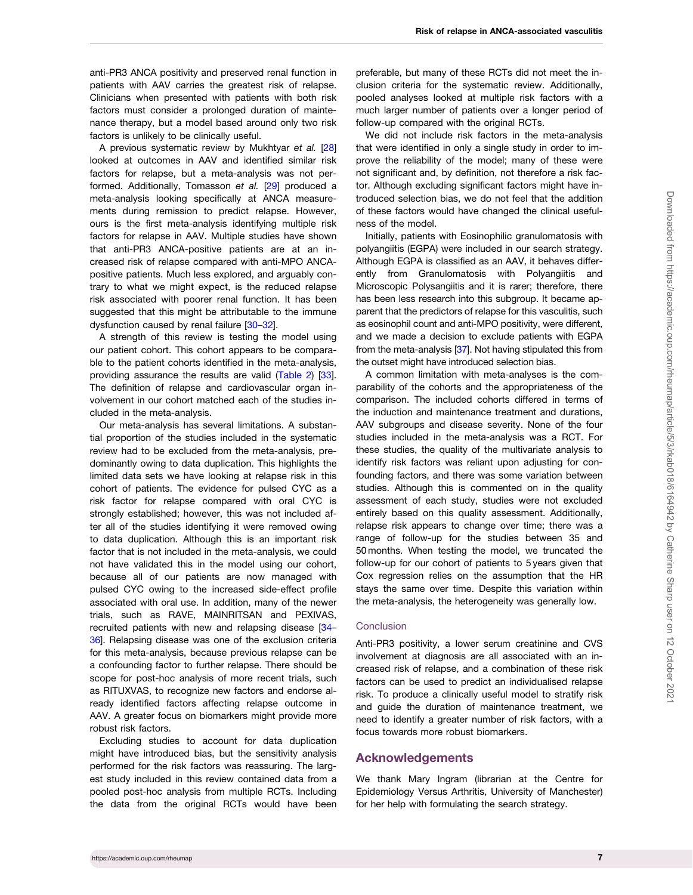anti-PR3 ANCA positivity and preserved renal function in patients with AAV carries the greatest risk of relapse. Clinicians when presented with patients with both risk factors must consider a prolonged duration of maintenance therapy, but a model based around only two risk factors is unlikely to be clinically useful.

A previous systematic review by Mukhtyar *et al.* [28] looked at outcomes in AAV and identified similar risk factors for relapse, but a meta-analysis was not performed. Additionally, Tomasson *et al.* [29] produced a meta-analysis looking specifically at ANCA measurements during remission to predict relapse. However, ours is the first meta-analysis identifying multiple risk factors for relapse in AAV. Multiple studies have shown that anti-PR3 ANCA-positive patients are at an increased risk of relapse compared with anti-MPO ANCA-positive patients. Much less explored, and arguably contrary to what we might expect, is the reduced relapse risk associated with poorer renal function. It has been suggested that this might be attributable to the immune dysfunction caused by renal failure [30–32].

A strength of this review is testing the model using our patient cohort. This cohort appears to be comparable to the patient cohorts identified in the meta-analysis, providing assurance the results are valid (Table 2) [33]. The definition of relapse and cardiovascular organ involvement in our cohort matched each of the studies included in the meta-analysis.

Our meta-analysis has several limitations. A substantial proportion of the studies included in the systematic review had to be excluded from the meta-analysis, predominantly owing to data duplication. This highlights the limited data sets we have looking at relapse risk in this cohort of patients. The evidence for pulsed CYC as a risk factor for relapse compared with oral CYC is strongly established; however, this was not included after all of the studies identifying it were removed owing to data duplication. Although this is an important risk factor that is not included in the meta-analysis, we could not have validated this in the model using our cohort, because all of our patients are now managed with pulsed CYC owing to the increased side-effect profile associated with oral use. In addition, many of the newer trials, such as RAVE, MAINRITSAN and PEXIVAS, recruited patients with new and relapsing disease [34–36]. Relapsing disease was one of the exclusion criteria for this meta-analysis, because previous relapse can be a confounding factor to further relapse. There should be scope for post-hoc analysis of more recent trials, such as RITUXVAS, to recognize new factors and endorse already identified factors affecting relapse outcome in AAV. A greater focus on biomarkers might provide more robust risk factors.

Excluding studies to account for data duplication might have introduced bias, but the sensitivity analysis performed for the risk factors was reassuring. The largest study included in this review contained data from a pooled post-hoc analysis from multiple RCTs. Including the data from the original RCTs would have been preferable, but many of these RCTs did not meet the inclusion criteria for the systematic review. Additionally, pooled analyses looked at multiple risk factors with a much larger number of patients over a longer period of follow-up compared with the original RCTs.

We did not include risk factors in the meta-analysis that were identified in only a single study in order to improve the reliability of the model; many of these were not significant and, by definition, not therefore a risk factor. Although excluding significant factors might have introduced selection bias, we do not feel that the addition of these factors would have changed the clinical usefulness of the model.

Initially, patients with Eosinophilic granulomatosis with polyangiitis (EGPA) were included in our search strategy. Although EGPA is classified as an AAV, it behaves differently from Granulomatosis with Polyangiitis and Microscopic Polysangiitis and it is rarer; therefore, there has been less research into this subgroup. It became apparent that the predictors of relapse for this vasculitis, such as eosinophil count and anti-MPO positivity, were different, and we made a decision to exclude patients with EGPA from the meta-analysis [37]. Not having stipulated this from the outset might have introduced selection bias.

A common limitation with meta-analyses is the comparability of the cohorts and the appropriateness of the comparison. The included cohorts differed in terms of the induction and maintenance treatment and durations, AAV subgroups and disease severity. None of the four studies included in the meta-analysis was a RCT. For these studies, the quality of the multivariate analysis to identify risk factors was reliant upon adjusting for confounding factors, and there was some variation between studies. Although this is commented on in the quality assessment of each study, studies were not excluded entirely based on this quality assessment. Additionally, relapse risk appears to change over time; there was a range of follow-up for the studies between 35 and 50 months. When testing the model, we truncated the follow-up for our cohort of patients to 5 years given that Cox regression relies on the assumption that the HR stays the same over time. Despite this variation within the meta-analysis, the heterogeneity was generally low.

### Conclusion

Anti-PR3 positivity, a lower serum creatinine and CVS involvement at diagnosis are all associated with an increased risk of relapse, and a combination of these risk factors can be used to predict an individualised relapse risk. To produce a clinically useful model to stratify risk and guide the duration of maintenance treatment, we need to identify a greater number of risk factors, with a focus towards more robust biomarkers.

## Acknowledgements

We thank Mary Ingram (librarian at the Centre for Epidemiology Versus Arthritis, University of Manchester) for her help with formulating the search strategy.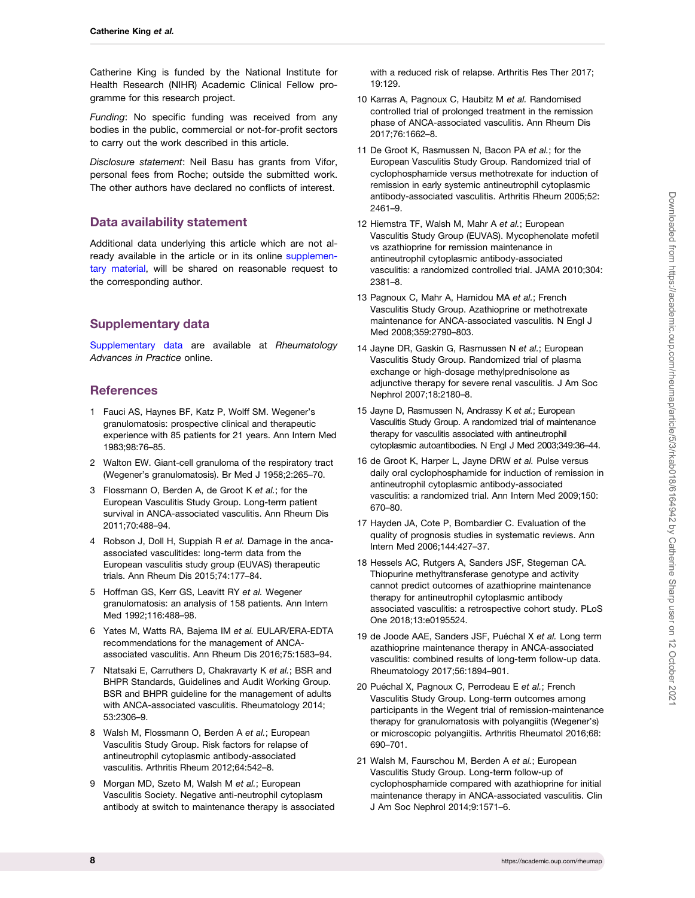Catherine King is funded by the National Institute for Health Research (NIHR) Academic Clinical Fellow programme for this research project.

*Funding*: No specific funding was received from any bodies in the public, commercial or not-for-profit sectors to carry out the work described in this article.

*Disclosure statement*: Neil Basu has grants from Vifor, personal fees from Roche; outside the submitted work. The other authors have declared no conflicts of interest.

## Data availability statement

Additional data underlying this article which are not already available in the article or in its online supplementary material, will be shared on reasonable request to the corresponding author.

## Supplementary data

Supplementary data are available at *Rheumatology Advances in Practice* online.

## References

1. Fauci AS, Haynes BF, Katz P, Wolff SM. Wegener's granulomatosis: prospective clinical and therapeutic experience with 85 patients for 21 years. Ann Intern Med 1983;98:76–85.
2. Walton EW. Giant-cell granuloma of the respiratory tract (Wegener's granulomatosis). Br Med J 1958;2:265–70.
3. Flossmann O, Berden A, de Groot K *et al.*; for the European Vasculitis Study Group. Long-term patient survival in ANCA-associated vasculitis. Ann Rheum Dis 2011;70:488–94.
4. Robson J, Doll H, Suppiah R *et al.* Damage in the anca-associated vasculitides: long-term data from the European vasculitis study group (EUVAS) therapeutic trials. Ann Rheum Dis 2015;74:177–84.
5. Hoffman GS, Kerr GS, Leavitt RY *et al.* Wegener granulomatosis: an analysis of 158 patients. Ann Intern Med 1992;116:488–98.
6. Yates M, Watts RA, Bajema IM *et al.* EULAR/ERA-EDTA recommendations for the management of ANCA-associated vasculitis. Ann Rheum Dis 2016;75:1583–94.
7. Ntatsaki E, Carruthers D, Chakravarty K *et al.*; BSR and BHPR Standards, Guidelines and Audit Working Group. BSR and BHPR guideline for the management of adults with ANCA-associated vasculitis. Rheumatology 2014; 53:2306–9.
8. Walsh M, Flossmann O, Berden A *et al.*; European Vasculitis Study Group. Risk factors for relapse of antineutrophil cytoplasmic antibody-associated vasculitis. Arthritis Rheum 2012;64:542–8.
9. Morgan MD, Szeto M, Walsh M *et al.*; European Vasculitis Society. Negative anti-neutrophil cytoplasm antibody at switch to maintenance therapy is associated with a reduced risk of relapse. Arthritis Res Ther 2017; 19:129.
10. Karras A, Pagnoux C, Haubitz M *et al.* Randomised controlled trial of prolonged treatment in the remission phase of ANCA-associated vasculitis. Ann Rheum Dis 2017;76:1662–8.
11. De Groot K, Rasmussen N, Bacon PA *et al.*; for the European Vasculitis Study Group. Randomized trial of cyclophosphamide versus methotrexate for induction of remission in early systemic antineutrophil cytoplasmic antibody-associated vasculitis. Arthritis Rheum 2005;52: 2461–9.
12. Hiemstra TF, Walsh M, Mahr A *et al.*; European Vasculitis Study Group (EUVAS). Mycophenolate mofetil vs azathioprine for remission maintenance in antineutrophil cytoplasmic antibody-associated vasculitis: a randomized controlled trial. JAMA 2010;304: 2381–8.
13. Pagnoux C, Mahr A, Hamidou MA *et al.*; French Vasculitis Study Group. Azathioprine or methotrexate maintenance for ANCA-associated vasculitis. N Engl J Med 2008;359:2790–803.
14. Jayne DR, Gaskin G, Rasmussen N *et al.*; European Vasculitis Study Group. Randomized trial of plasma exchange or high-dosage methylprednisolone as adjunctive therapy for severe renal vasculitis. J Am Soc Nephrol 2007;18:2180–8.
15. Jayne D, Rasmussen N, Andrassy K *et al.*; European Vasculitis Study Group. A randomized trial of maintenance therapy for vasculitis associated with antineutrophil cytoplasmic autoantibodies. N Engl J Med 2003;349:36–44.
16. de Groot K, Harper L, Jayne DRW *et al.* Pulse versus daily oral cyclophosphamide for induction of remission in antineutrophil cytoplasmic antibody-associated vasculitis: a randomized trial. Ann Intern Med 2009;150: 670–80.
17. Hayden JA, Cote P, Bombardier C. Evaluation of the quality of prognosis studies in systematic reviews. Ann Intern Med 2006;144:427–37.
18. Hessels AC, Rutgers A, Sanders JSF, Stegeman CA. Thiopurine methyltransferase genotype and activity cannot predict outcomes of azathioprine maintenance therapy for antineutrophil cytoplasmic antibody associated vasculitis: a retrospective cohort study. PLoS One 2018;13:e0195524.
19. de Joode AAE, Sanders JSF, Puéchal X *et al.* Long term azathioprine maintenance therapy in ANCA-associated vasculitis: combined results of long-term follow-up data. Rheumatology 2017;56:1894–901.
20. Puéchal X, Pagnoux C, Perrodeau E *et al.*; French Vasculitis Study Group. Long-term outcomes among participants in the Wegent trial of remission-maintenance therapy for granulomatosis with polyangiitis (Wegener's) or microscopic polyangiitis. Arthritis Rheumatol 2016;68: 690–701.
21. Walsh M, Faurschou M, Berden A *et al.*; European Vasculitis Study Group. Long-term follow-up of cyclophosphamide compared with azathioprine for initial maintenance therapy in ANCA-associated vasculitis. Clin J Am Soc Nephrol 2014;9:1571–6.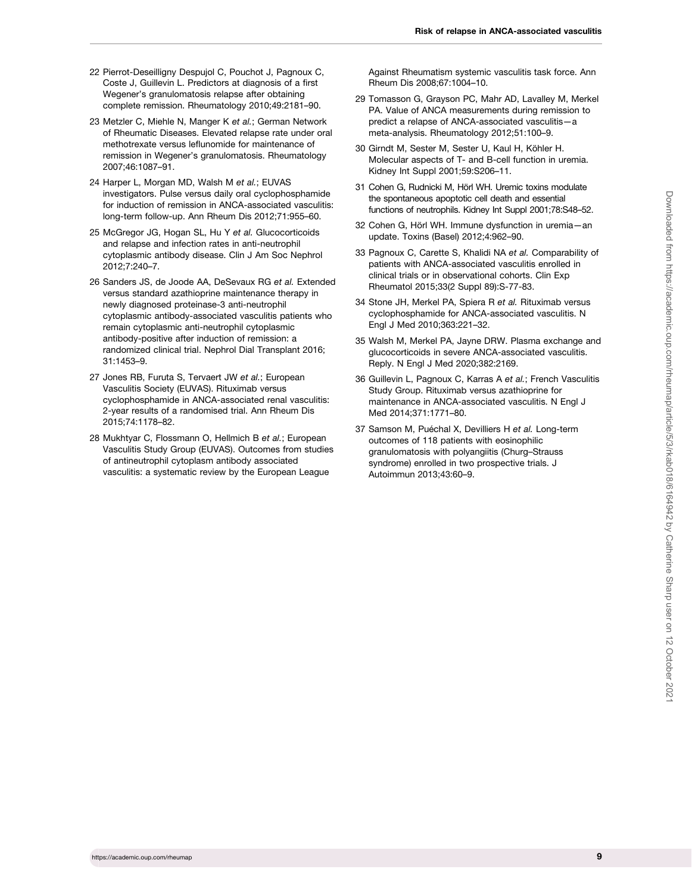22 Pierrot-Deseilligny Despujol C, Pouchot J, Pagnoux C, Coste J, Guillevin L. Predictors at diagnosis of a first Wegener's granulomatosis relapse after obtaining complete remission. Rheumatology 2010;49:2181–90.

23 Metzler C, Miehle N, Manger K *et al.*; German Network of Rheumatic Diseases. Elevated relapse rate under oral methotrexate versus leflunomide for maintenance of remission in Wegener's granulomatosis. Rheumatology 2007;46:1087–91.

24 Harper L, Morgan MD, Walsh M *et al.*; EUVAS investigators. Pulse versus daily oral cyclophosphamide for induction of remission in ANCA-associated vasculitis: long-term follow-up. Ann Rheum Dis 2012;71:955–60.

25 McGregor JG, Hogan SL, Hu Y *et al.* Glucocorticoids and relapse and infection rates in anti-neutrophil cytoplasmic antibody disease. Clin J Am Soc Nephrol 2012;7:240–7.

26 Sanders JS, de Joode AA, DeSevaux RG *et al.* Extended versus standard azathioprine maintenance therapy in newly diagnosed proteinase-3 anti-neutrophil cytoplasmic antibody-associated vasculitis patients who remain cytoplasmic anti-neutrophil cytoplasmic antibody-positive after induction of remission: a randomized clinical trial. Nephrol Dial Transplant 2016; 31:1453–9.

27 Jones RB, Furuta S, Tervaert JW *et al.*; European Vasculitis Society (EUVAS). Rituximab versus cyclophosphamide in ANCA-associated renal vasculitis: 2-year results of a randomised trial. Ann Rheum Dis 2015;74:1178–82.

28 Mukhtyar C, Flossmann O, Hellmich B *et al.*; European Vasculitis Study Group (EUVAS). Outcomes from studies of antineutrophil cytoplasm antibody associated vasculitis: a systematic review by the European League Against Rheumatism systemic vasculitis task force. Ann Rheum Dis 2008;67:1004–10.

29 Tomasson G, Grayson PC, Mahr AD, Lavalley M, Merkel PA. Value of ANCA measurements during remission to predict a relapse of ANCA-associated vasculitis—a meta-analysis. Rheumatology 2012;51:100–9.

30 Girndt M, Sester M, Sester U, Kaul H, Köhler H. Molecular aspects of T- and B-cell function in uremia. Kidney Int Suppl 2001;59:S206–11.

31 Cohen G, Rudnicki M, Hörl WH. Uremic toxins modulate the spontaneous apoptotic cell death and essential functions of neutrophils. Kidney Int Suppl 2001;78:S48–52.

32 Cohen G, Hörl WH. Immune dysfunction in uremia—an update. Toxins (Basel) 2012;4:962–90.

33 Pagnoux C, Carette S, Khalidi NA *et al.* Comparability of patients with ANCA-associated vasculitis enrolled in clinical trials or in observational cohorts. Clin Exp Rheumatol 2015;33(2 Suppl 89):S-77-83.

34 Stone JH, Merkel PA, Spiera R *et al.* Rituximab versus cyclophosphamide for ANCA-associated vasculitis. N Engl J Med 2010;363:221–32.

35 Walsh M, Merkel PA, Jayne DRW. Plasma exchange and glucocorticoids in severe ANCA-associated vasculitis. Reply. N Engl J Med 2020;382:2169.

36 Guillevin L, Pagnoux C, Karras A *et al.*; French Vasculitis Study Group. Rituximab versus azathioprine for maintenance in ANCA-associated vasculitis. N Engl J Med 2014;371:1771–80.

37 Samson M, Puéchal X, Devilliers H *et al.* Long-term outcomes of 118 patients with eosinophilic granulomatosis with polyangiitis (Churg–Strauss syndrome) enrolled in two prospective trials. J Autoimmun 2013;43:60–9.